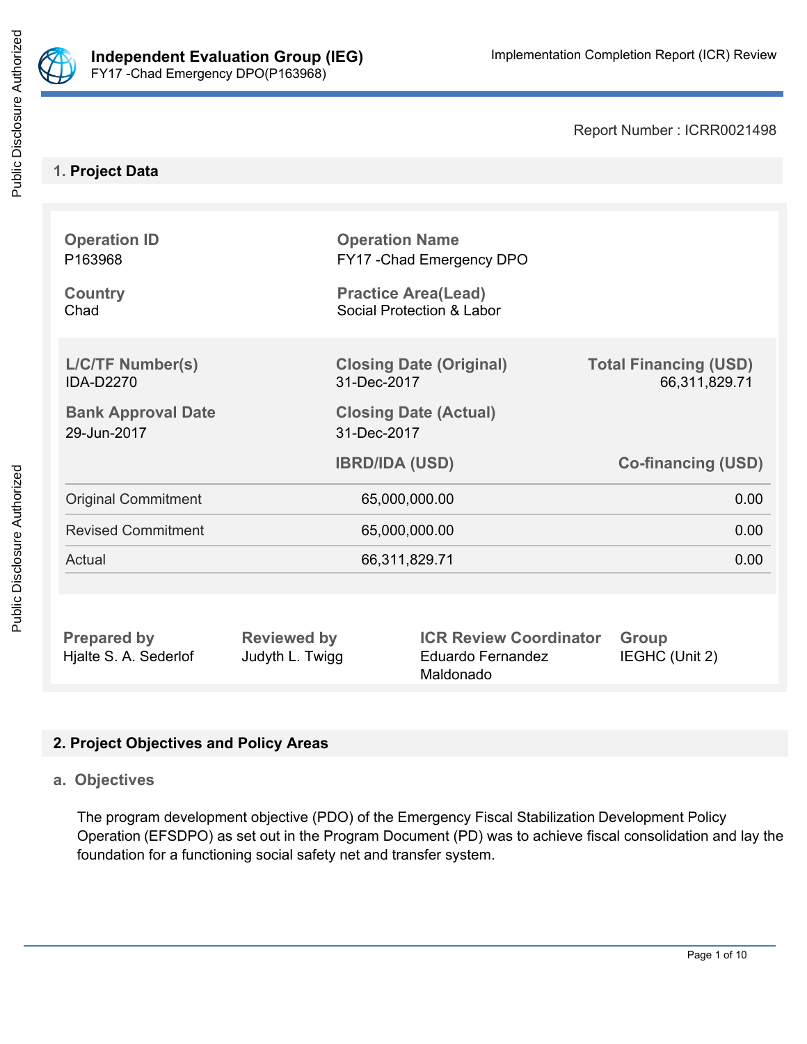Independent Evaluation Group (IEG)
FY17 -Chad Emergency DPO(P163968)

Implementation Completion Report (ICR) Review

Report Number : ICRR0021498

## 1. Project Data

| Operation ID | Operation Name | |
|---|---|---|
| P163968 | FY17 -Chad Emergency DPO | |
| **Country** | **Practice Area(Lead)** | |
| Chad | Social Protection & Labor | |

| L/C/TF Number(s) | Closing Date (Original) | Total Financing (USD) |
|---|---|---|
| IDA-D2270 | 31-Dec-2017 | 66,311,829.71 |
| **Bank Approval Date** | **Closing Date (Actual)** | |
| 29-Jun-2017 | 31-Dec-2017 | |

| | IBRD/IDA (USD) | Co-financing (USD) |
|---|---|---|
| Original Commitment | 65,000,000.00 | 0.00 |
| Revised Commitment | 65,000,000.00 | 0.00 |
| Actual | 66,311,829.71 | 0.00 |

| Prepared by | Reviewed by | ICR Review Coordinator | Group |
|---|---|---|---|
| Hjalte S. A. Sederlof | Judyth L. Twigg | Eduardo Fernandez Maldonado | IEGHC (Unit 2) |

## 2. Project Objectives and Policy Areas

### a. Objectives

The program development objective (PDO) of the Emergency Fiscal Stabilization Development Policy Operation (EFSDPO) as set out in the Program Document (PD) was to achieve fiscal consolidation and lay the foundation for a functioning social safety net and transfer system.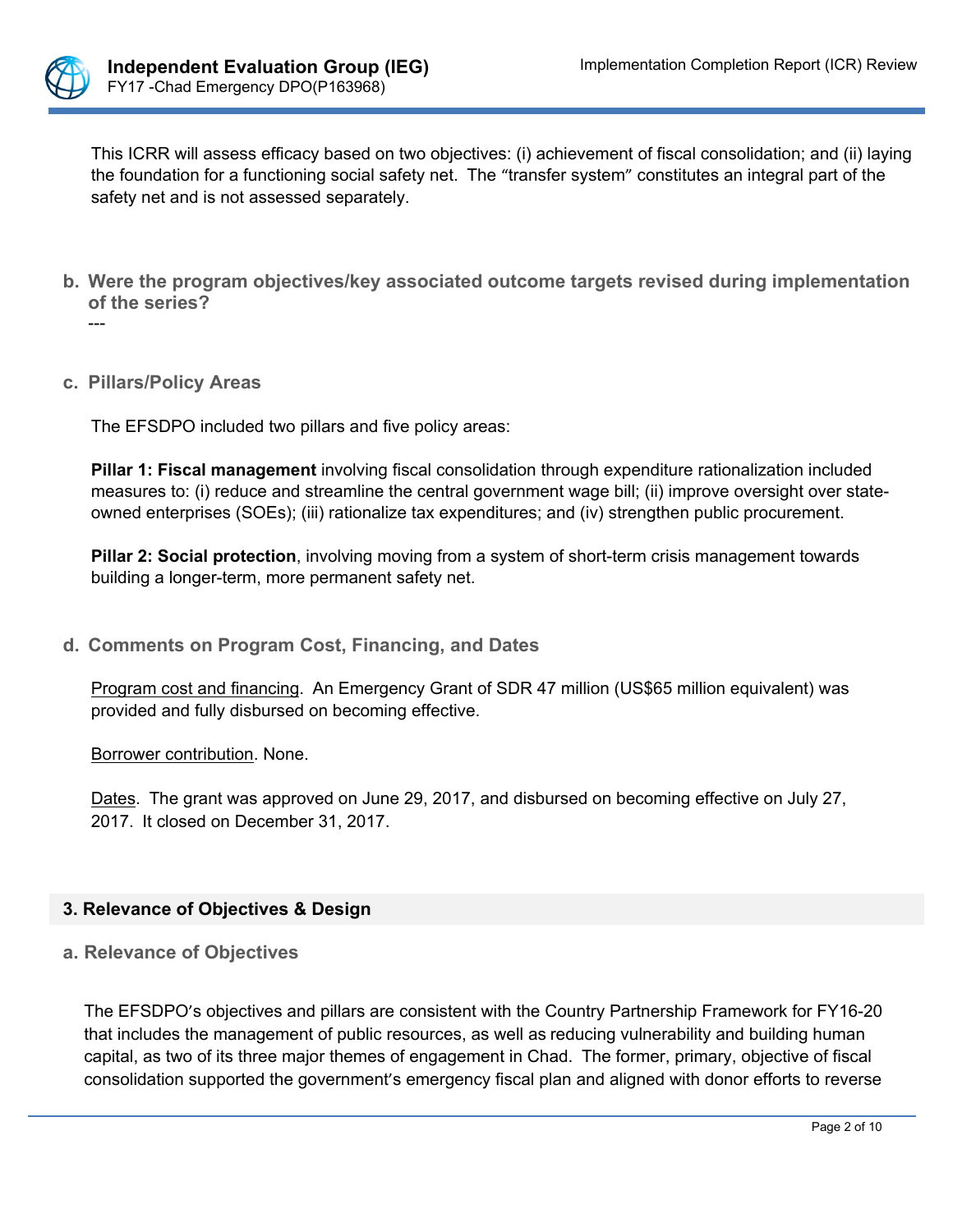This ICRR will assess efficacy based on two objectives: (i) achievement of fiscal consolidation; and (ii) laying the foundation for a functioning social safety net. The "transfer system" constitutes an integral part of the safety net and is not assessed separately.

**b. Were the program objectives/key associated outcome targets revised during implementation of the series?**

---

**c. Pillars/Policy Areas**

The EFSDPO included two pillars and five policy areas:

**Pillar 1: Fiscal management** involving fiscal consolidation through expenditure rationalization included measures to: (i) reduce and streamline the central government wage bill; (ii) improve oversight over state-owned enterprises (SOEs); (iii) rationalize tax expenditures; and (iv) strengthen public procurement.

**Pillar 2: Social protection**, involving moving from a system of short-term crisis management towards building a longer-term, more permanent safety net.

**d. Comments on Program Cost, Financing, and Dates**

Program cost and financing. An Emergency Grant of SDR 47 million (US$65 million equivalent) was provided and fully disbursed on becoming effective.

Borrower contribution. None.

Dates. The grant was approved on June 29, 2017, and disbursed on becoming effective on July 27, 2017. It closed on December 31, 2017.

## 3. Relevance of Objectives & Design

### a. Relevance of Objectives

The EFSDPO's objectives and pillars are consistent with the Country Partnership Framework for FY16-20 that includes the management of public resources, as well as reducing vulnerability and building human capital, as two of its three major themes of engagement in Chad. The former, primary, objective of fiscal consolidation supported the government's emergency fiscal plan and aligned with donor efforts to reverse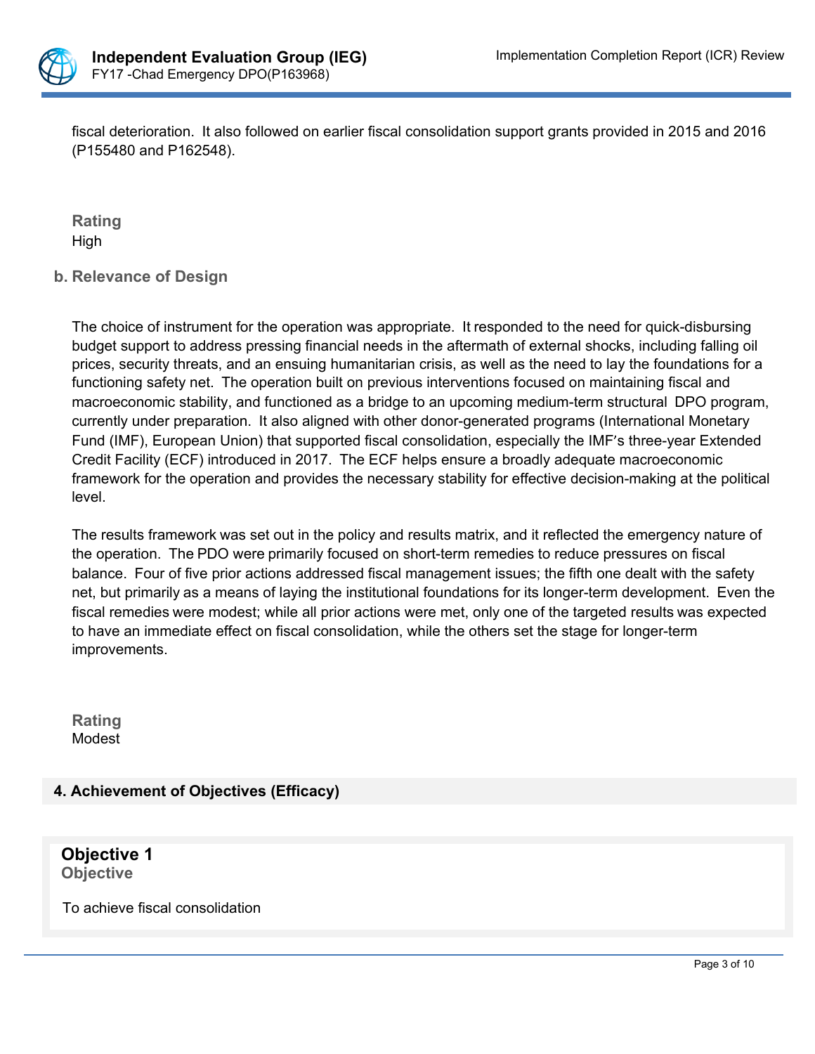fiscal deterioration. It also followed on earlier fiscal consolidation support grants provided in 2015 and 2016 (P155480 and P162548).

**Rating**
High

### b. Relevance of Design

The choice of instrument for the operation was appropriate. It responded to the need for quick-disbursing budget support to address pressing financial needs in the aftermath of external shocks, including falling oil prices, security threats, and an ensuing humanitarian crisis, as well as the need to lay the foundations for a functioning safety net. The operation built on previous interventions focused on maintaining fiscal and macroeconomic stability, and functioned as a bridge to an upcoming medium-term structural DPO program, currently under preparation. It also aligned with other donor-generated programs (International Monetary Fund (IMF), European Union) that supported fiscal consolidation, especially the IMF's three-year Extended Credit Facility (ECF) introduced in 2017. The ECF helps ensure a broadly adequate macroeconomic framework for the operation and provides the necessary stability for effective decision-making at the political level.

The results framework was set out in the policy and results matrix, and it reflected the emergency nature of the operation. The PDO were primarily focused on short-term remedies to reduce pressures on fiscal balance. Four of five prior actions addressed fiscal management issues; the fifth one dealt with the safety net, but primarily as a means of laying the institutional foundations for its longer-term development. Even the fiscal remedies were modest; while all prior actions were met, only one of the targeted results was expected to have an immediate effect on fiscal consolidation, while the others set the stage for longer-term improvements.

**Rating**
Modest

## 4. Achievement of Objectives (Efficacy)

### Objective 1

**Objective**

To achieve fiscal consolidation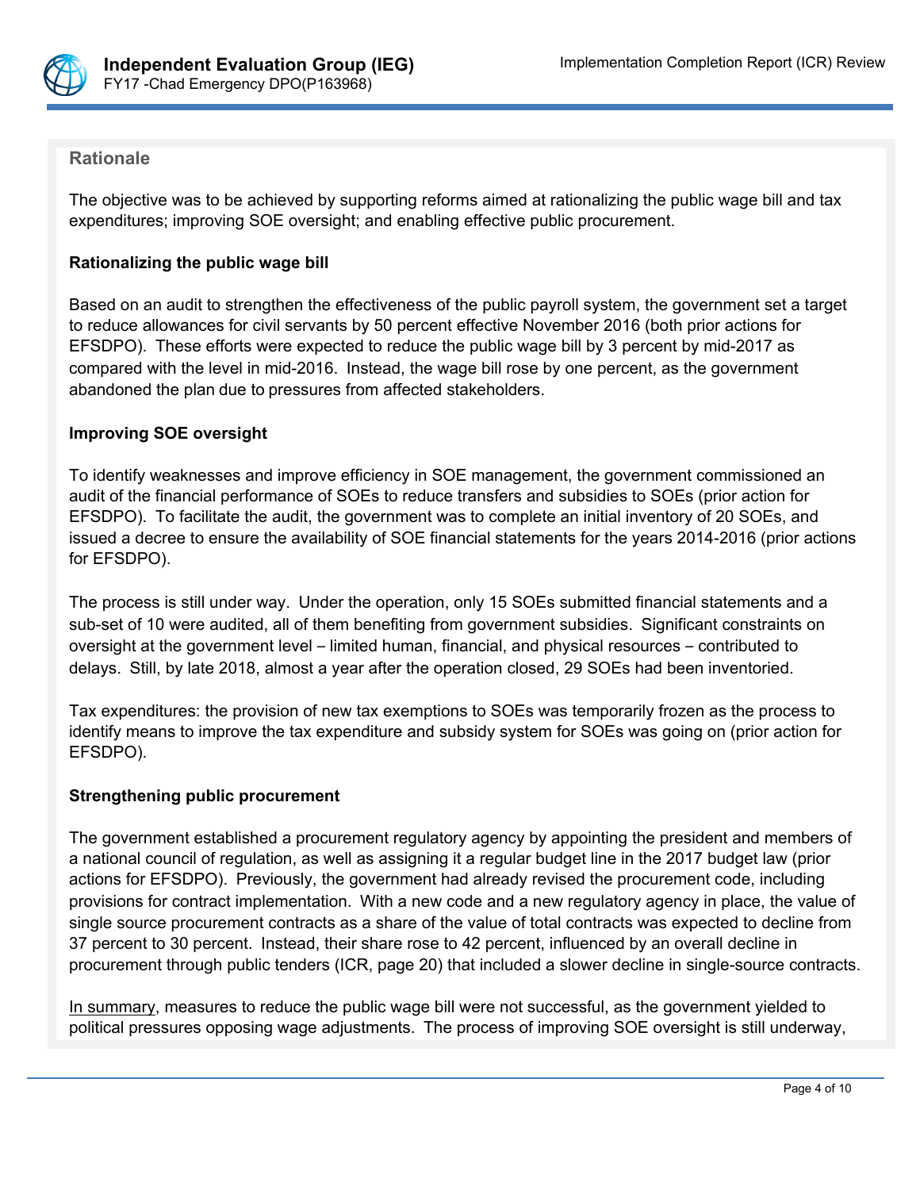**Rationale**

The objective was to be achieved by supporting reforms aimed at rationalizing the public wage bill and tax expenditures; improving SOE oversight; and enabling effective public procurement.

**Rationalizing the public wage bill**

Based on an audit to strengthen the effectiveness of the public payroll system, the government set a target to reduce allowances for civil servants by 50 percent effective November 2016 (both prior actions for EFSDPO). These efforts were expected to reduce the public wage bill by 3 percent by mid-2017 as compared with the level in mid-2016. Instead, the wage bill rose by one percent, as the government abandoned the plan due to pressures from affected stakeholders.

**Improving SOE oversight**

To identify weaknesses and improve efficiency in SOE management, the government commissioned an audit of the financial performance of SOEs to reduce transfers and subsidies to SOEs (prior action for EFSDPO). To facilitate the audit, the government was to complete an initial inventory of 20 SOEs, and issued a decree to ensure the availability of SOE financial statements for the years 2014-2016 (prior actions for EFSDPO).

The process is still under way. Under the operation, only 15 SOEs submitted financial statements and a sub-set of 10 were audited, all of them benefiting from government subsidies. Significant constraints on oversight at the government level – limited human, financial, and physical resources – contributed to delays. Still, by late 2018, almost a year after the operation closed, 29 SOEs had been inventoried.

Tax expenditures: the provision of new tax exemptions to SOEs was temporarily frozen as the process to identify means to improve the tax expenditure and subsidy system for SOEs was going on (prior action for EFSDPO).

**Strengthening public procurement**

The government established a procurement regulatory agency by appointing the president and members of a national council of regulation, as well as assigning it a regular budget line in the 2017 budget law (prior actions for EFSDPO). Previously, the government had already revised the procurement code, including provisions for contract implementation. With a new code and a new regulatory agency in place, the value of single source procurement contracts as a share of the value of total contracts was expected to decline from 37 percent to 30 percent. Instead, their share rose to 42 percent, influenced by an overall decline in procurement through public tenders (ICR, page 20) that included a slower decline in single-source contracts.

In summary, measures to reduce the public wage bill were not successful, as the government yielded to political pressures opposing wage adjustments. The process of improving SOE oversight is still underway,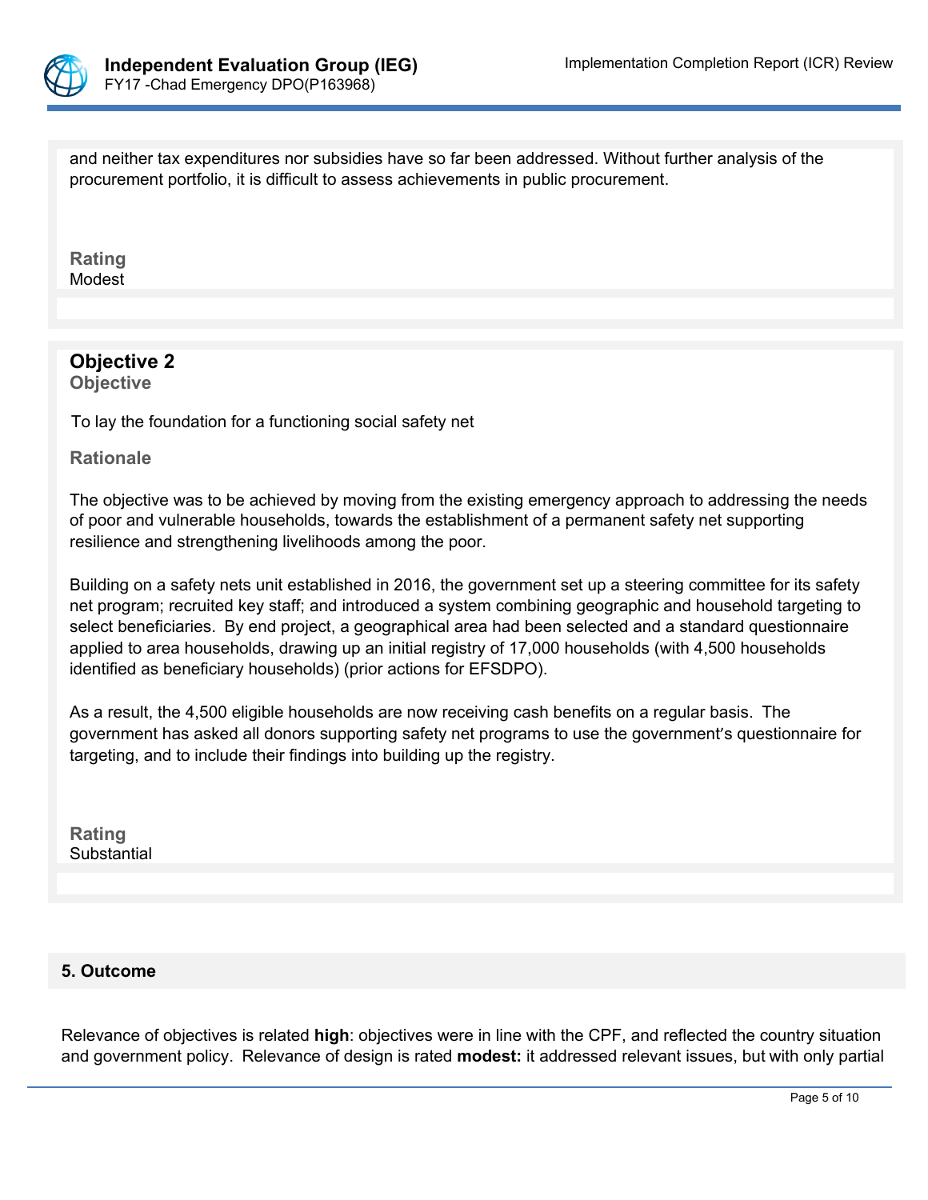and neither tax expenditures nor subsidies have so far been addressed. Without further analysis of the procurement portfolio, it is difficult to assess achievements in public procurement.

**Rating**
Modest

### Objective 2

**Objective**

To lay the foundation for a functioning social safety net

**Rationale**

The objective was to be achieved by moving from the existing emergency approach to addressing the needs of poor and vulnerable households, towards the establishment of a permanent safety net supporting resilience and strengthening livelihoods among the poor.

Building on a safety nets unit established in 2016, the government set up a steering committee for its safety net program; recruited key staff; and introduced a system combining geographic and household targeting to select beneficiaries. By end project, a geographical area had been selected and a standard questionnaire applied to area households, drawing up an initial registry of 17,000 households (with 4,500 households identified as beneficiary households) (prior actions for EFSDPO).

As a result, the 4,500 eligible households are now receiving cash benefits on a regular basis. The government has asked all donors supporting safety net programs to use the government's questionnaire for targeting, and to include their findings into building up the registry.

**Rating**
Substantial

## 5. Outcome

Relevance of objectives is related **high**: objectives were in line with the CPF, and reflected the country situation and government policy. Relevance of design is rated **modest:** it addressed relevant issues, but with only partial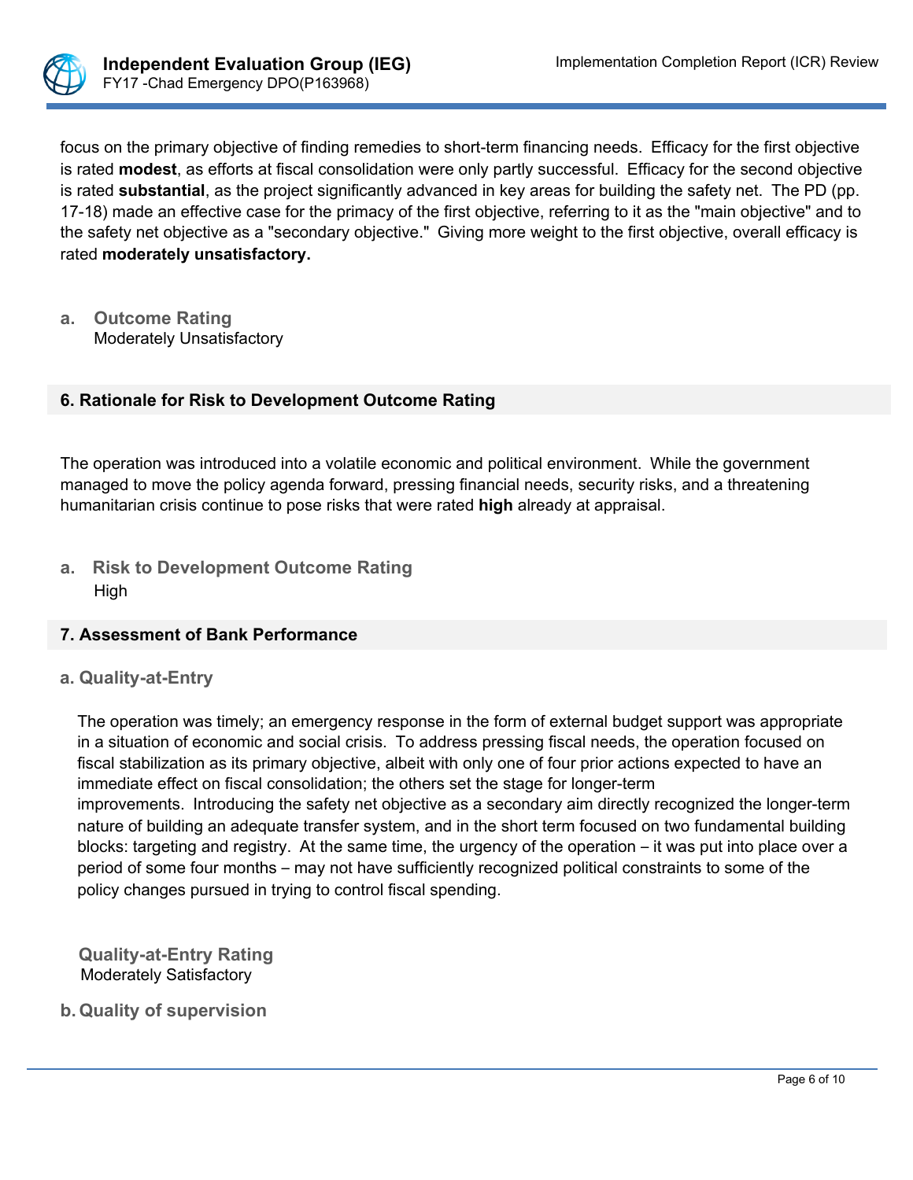focus on the primary objective of finding remedies to short-term financing needs. Efficacy for the first objective is rated **modest**, as efforts at fiscal consolidation were only partly successful. Efficacy for the second objective is rated **substantial**, as the project significantly advanced in key areas for building the safety net. The PD (pp. 17-18) made an effective case for the primacy of the first objective, referring to it as the "main objective" and to the safety net objective as a "secondary objective." Giving more weight to the first objective, overall efficacy is rated **moderately unsatisfactory.**

**a. Outcome Rating**
Moderately Unsatisfactory

## 6. Rationale for Risk to Development Outcome Rating

The operation was introduced into a volatile economic and political environment. While the government managed to move the policy agenda forward, pressing financial needs, security risks, and a threatening humanitarian crisis continue to pose risks that were rated **high** already at appraisal.

**a. Risk to Development Outcome Rating**
High

## 7. Assessment of Bank Performance

### a. Quality-at-Entry

The operation was timely; an emergency response in the form of external budget support was appropriate in a situation of economic and social crisis. To address pressing fiscal needs, the operation focused on fiscal stabilization as its primary objective, albeit with only one of four prior actions expected to have an immediate effect on fiscal consolidation; the others set the stage for longer-term improvements. Introducing the safety net objective as a secondary aim directly recognized the longer-term nature of building an adequate transfer system, and in the short term focused on two fundamental building blocks: targeting and registry. At the same time, the urgency of the operation – it was put into place over a period of some four months – may not have sufficiently recognized political constraints to some of the policy changes pursued in trying to control fiscal spending.

**Quality-at-Entry Rating**
Moderately Satisfactory

### b. Quality of supervision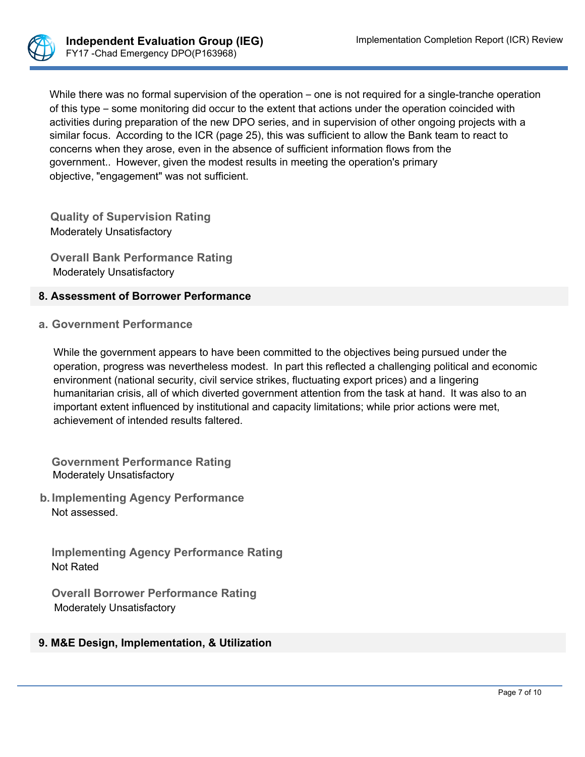While there was no formal supervision of the operation – one is not required for a single-tranche operation of this type – some monitoring did occur to the extent that actions under the operation coincided with activities during preparation of the new DPO series, and in supervision of other ongoing projects with a similar focus. According to the ICR (page 25), this was sufficient to allow the Bank team to react to concerns when they arose, even in the absence of sufficient information flows from the government.. However, given the modest results in meeting the operation's primary objective, "engagement" was not sufficient.

**Quality of Supervision Rating**
Moderately Unsatisfactory

**Overall Bank Performance Rating**
Moderately Unsatisfactory

## 8. Assessment of Borrower Performance

### a. Government Performance

While the government appears to have been committed to the objectives being pursued under the operation, progress was nevertheless modest. In part this reflected a challenging political and economic environment (national security, civil service strikes, fluctuating export prices) and a lingering humanitarian crisis, all of which diverted government attention from the task at hand. It was also to an important extent influenced by institutional and capacity limitations; while prior actions were met, achievement of intended results faltered.

**Government Performance Rating**
Moderately Unsatisfactory

### b. Implementing Agency Performance

Not assessed.

**Implementing Agency Performance Rating**
Not Rated

**Overall Borrower Performance Rating**
Moderately Unsatisfactory

## 9. M&E Design, Implementation, & Utilization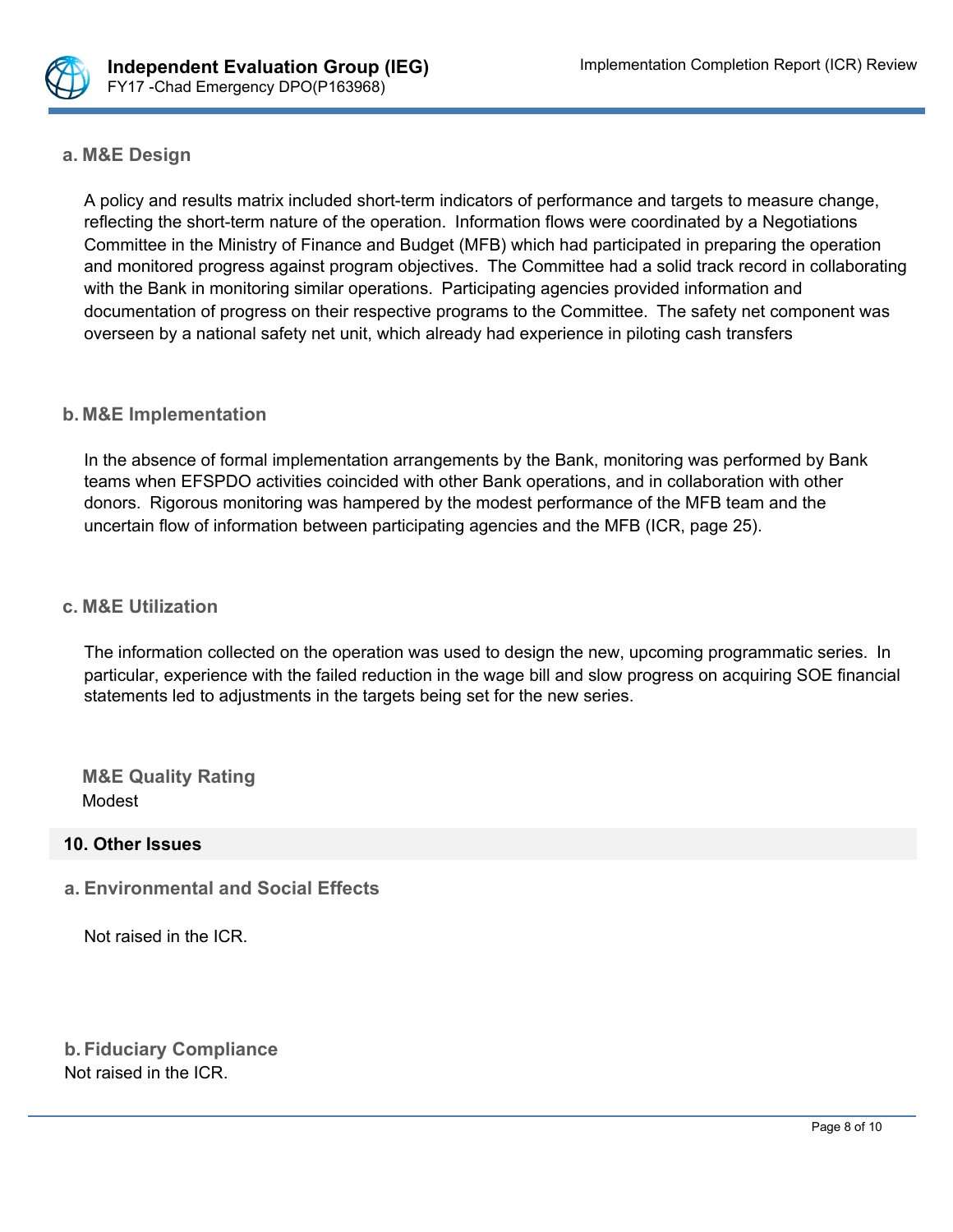### a. M&E Design

A policy and results matrix included short-term indicators of performance and targets to measure change, reflecting the short-term nature of the operation. Information flows were coordinated by a Negotiations Committee in the Ministry of Finance and Budget (MFB) which had participated in preparing the operation and monitored progress against program objectives. The Committee had a solid track record in collaborating with the Bank in monitoring similar operations. Participating agencies provided information and documentation of progress on their respective programs to the Committee. The safety net component was overseen by a national safety net unit, which already had experience in piloting cash transfers

### b. M&E Implementation

In the absence of formal implementation arrangements by the Bank, monitoring was performed by Bank teams when EFSPDO activities coincided with other Bank operations, and in collaboration with other donors. Rigorous monitoring was hampered by the modest performance of the MFB team and the uncertain flow of information between participating agencies and the MFB (ICR, page 25).

### c. M&E Utilization

The information collected on the operation was used to design the new, upcoming programmatic series. In particular, experience with the failed reduction in the wage bill and slow progress on acquiring SOE financial statements led to adjustments in the targets being set for the new series.

**M&E Quality Rating**

Modest

## 10. Other Issues

### a. Environmental and Social Effects

Not raised in the ICR.

### b. Fiduciary Compliance

Not raised in the ICR.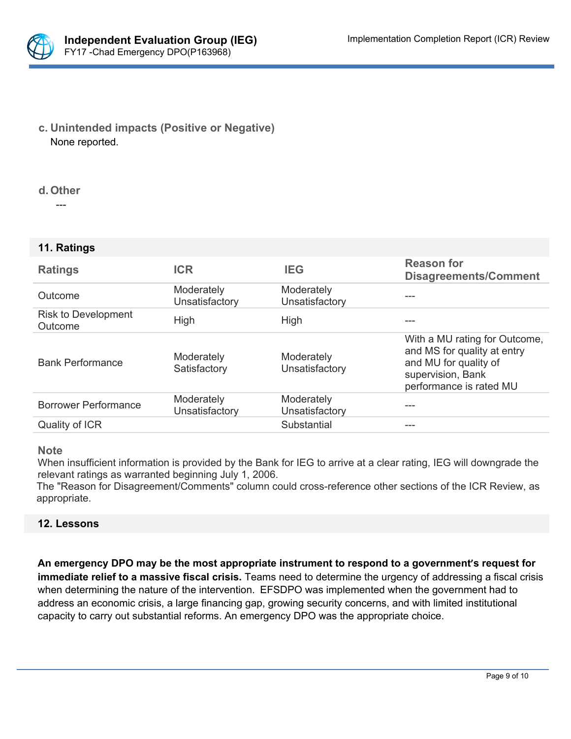**c. Unintended impacts (Positive or Negative)**

None reported.

**d. Other**

---

## 11. Ratings

| Ratings | ICR | IEG | Reason for Disagreements/Comment |
|---|---|---|---|
| Outcome | Moderately Unsatisfactory | Moderately Unsatisfactory | --- |
| Risk to Development Outcome | High | High | --- |
| Bank Performance | Moderately Satisfactory | Moderately Unsatisfactory | With a MU rating for Outcome, and MS for quality at entry and MU for quality of supervision, Bank performance is rated MU |
| Borrower Performance | Moderately Unsatisfactory | Moderately Unsatisfactory | --- |
| Quality of ICR | | Substantial | --- |

**Note**

When insufficient information is provided by the Bank for IEG to arrive at a clear rating, IEG will downgrade the relevant ratings as warranted beginning July 1, 2006.

The "Reason for Disagreement/Comments" column could cross-reference other sections of the ICR Review, as appropriate.

## 12. Lessons

**An emergency DPO may be the most appropriate instrument to respond to a government's request for immediate relief to a massive fiscal crisis.** Teams need to determine the urgency of addressing a fiscal crisis when determining the nature of the intervention. EFSDPO was implemented when the government had to address an economic crisis, a large financing gap, growing security concerns, and with limited institutional capacity to carry out substantial reforms. An emergency DPO was the appropriate choice.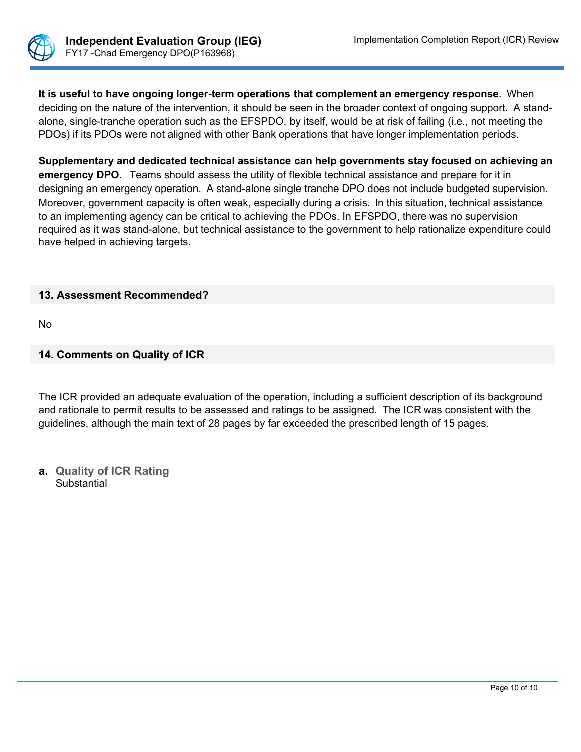**It is useful to have ongoing longer-term operations that complement an emergency response**. When deciding on the nature of the intervention, it should be seen in the broader context of ongoing support. A stand-alone, single-tranche operation such as the EFSPDO, by itself, would be at risk of failing (i.e., not meeting the PDOs) if its PDOs were not aligned with other Bank operations that have longer implementation periods.

**Supplementary and dedicated technical assistance can help governments stay focused on achieving an emergency DPO.** Teams should assess the utility of flexible technical assistance and prepare for it in designing an emergency operation. A stand-alone single tranche DPO does not include budgeted supervision. Moreover, government capacity is often weak, especially during a crisis. In this situation, technical assistance to an implementing agency can be critical to achieving the PDOs. In EFSPDO, there was no supervision required as it was stand-alone, but technical assistance to the government to help rationalize expenditure could have helped in achieving targets.

## 13. Assessment Recommended?

No

## 14. Comments on Quality of ICR

The ICR provided an adequate evaluation of the operation, including a sufficient description of its background and rationale to permit results to be assessed and ratings to be assigned. The ICR was consistent with the guidelines, although the main text of 28 pages by far exceeded the prescribed length of 15 pages.

**a. Quality of ICR Rating**
Substantial